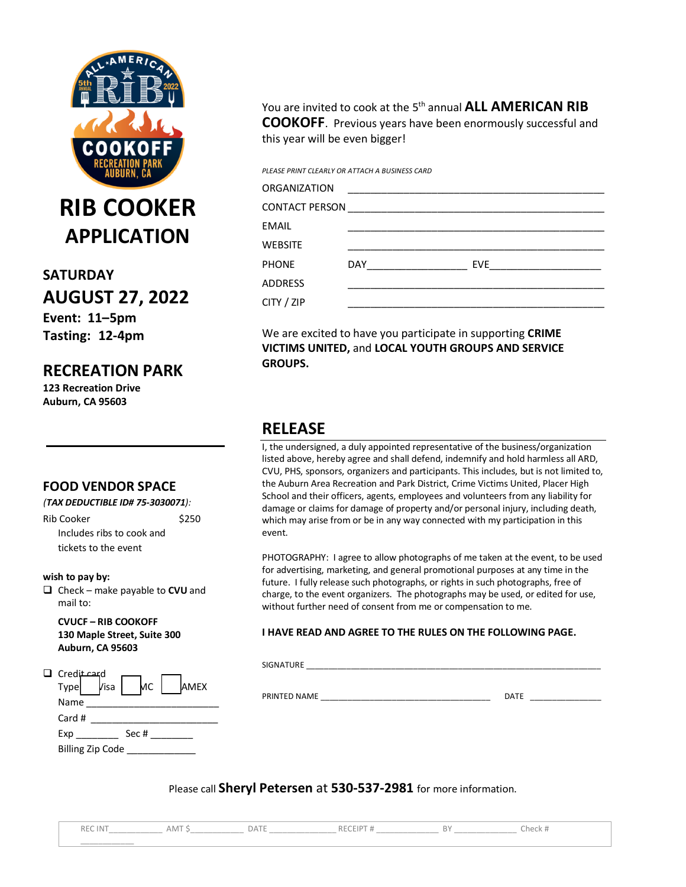ALL-AMERICAN RIB 5th ANNUAL 2022 COOKOFF RECREATION PARK AUBURN, CA

# RIB COOKER APPLICATION

**SATURDAY**

**AUGUST 27, 2022**

**Event: 11–5pm**

**Tasting: 12-4pm**

## RECREATION PARK

**123 Recreation Drive**
**Auburn, CA 95603**

You are invited to cook at the 5th annual **ALL AMERICAN RIB COOKOFF**. Previous years have been enormously successful and this year will be even bigger!

*PLEASE PRINT CLEARLY OR ATTACH A BUSINESS CARD*

ORGANIZATION ______________________________________________

CONTACT PERSON ______________________________________________

EMAIL ______________________________________________

WEBSITE ______________________________________________

PHONE DAY________________ EVE__________________

ADDRESS ______________________________________________

CITY / ZIP ______________________________________________

We are excited to have you participate in supporting **CRIME VICTIMS UNITED,** and **LOCAL YOUTH GROUPS AND SERVICE GROUPS.**

## FOOD VENDOR SPACE

*(TAX DEDUCTIBLE ID# 75-3030071):*

Rib Cooker $250
Includes ribs to cook and tickets to the event

**wish to pay by:**

- ❑ Check – make payable to **CVU** and mail to:

  **CVUCF – RIB COOKOFF**
  **130 Maple Street, Suite 300**
  **Auburn, CA 95603**

- ❑ Credit card
  Type ☐ Visa ☐ MC ☐ AMEX
  Name ________________________
  Card # ________________________
  Exp ________ Sec # ________
  Billing Zip Code _____________

## RELEASE

I, the undersigned, a duly appointed representative of the business/organization listed above, hereby agree and shall defend, indemnify and hold harmless all ARD, CVU, PHS, sponsors, organizers and participants. This includes, but is not limited to, the Auburn Area Recreation and Park District, Crime Victims United, Placer High School and their officers, agents, employees and volunteers from any liability for damage or claims for damage of property and/or personal injury, including death, which may arise from or be in any way connected with my participation in this event.

PHOTOGRAPHY: I agree to allow photographs of me taken at the event, to be used for advertising, marketing, and general promotional purposes at any time in the future. I fully release such photographs, or rights in such photographs, free of charge, to the event organizers. The photographs may be used, or edited for use, without further need of consent from me or compensation to me.

**I HAVE READ AND AGREE TO THE RULES ON THE FOLLOWING PAGE.**

SIGNATURE ______________________________________________

PRINTED NAME ______________________________ DATE ______________

Please call **Sheryl Petersen** at **530-537-2981** for more information.

REC INT___________ AMT $___________ DATE ______________ RECEIPT # _____________ BY _____________ Check # ___________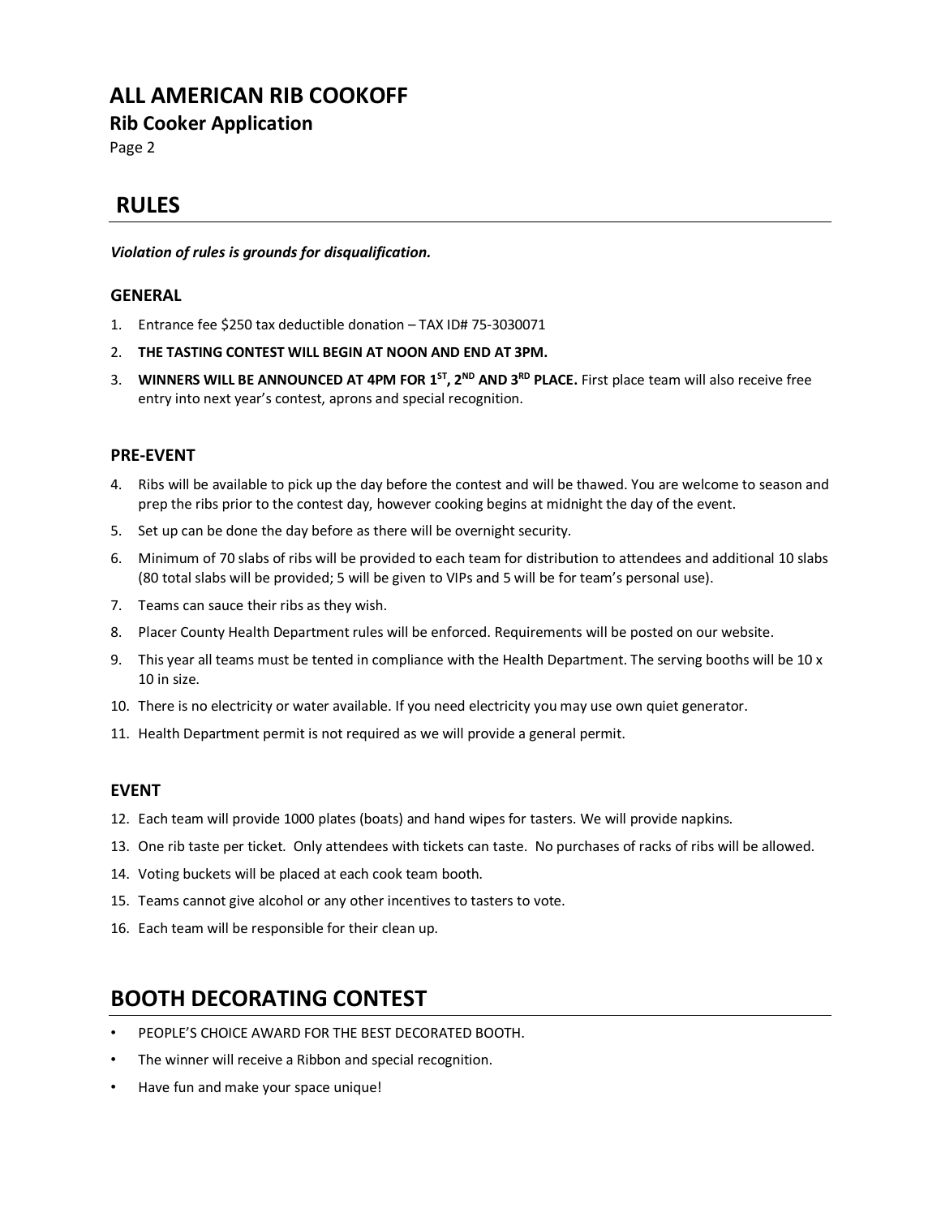# ALL AMERICAN RIB COOKOFF

## Rib Cooker Application

Page 2

## RULES

***Violation of rules is grounds for disqualification.***

### GENERAL

1. Entrance fee $250 tax deductible donation – TAX ID# 75-3030071
2. **THE TASTING CONTEST WILL BEGIN AT NOON AND END AT 3PM.**
3. **WINNERS WILL BE ANNOUNCED AT 4PM FOR 1ST, 2ND AND 3RD PLACE.** First place team will also receive free entry into next year's contest, aprons and special recognition.

### PRE-EVENT

4. Ribs will be available to pick up the day before the contest and will be thawed. You are welcome to season and prep the ribs prior to the contest day, however cooking begins at midnight the day of the event.
5. Set up can be done the day before as there will be overnight security.
6. Minimum of 70 slabs of ribs will be provided to each team for distribution to attendees and additional 10 slabs (80 total slabs will be provided; 5 will be given to VIPs and 5 will be for team's personal use).
7. Teams can sauce their ribs as they wish.
8. Placer County Health Department rules will be enforced. Requirements will be posted on our website.
9. This year all teams must be tented in compliance with the Health Department. The serving booths will be 10 x 10 in size.
10. There is no electricity or water available. If you need electricity you may use own quiet generator.
11. Health Department permit is not required as we will provide a general permit.

### EVENT

12. Each team will provide 1000 plates (boats) and hand wipes for tasters. We will provide napkins.
13. One rib taste per ticket. Only attendees with tickets can taste. No purchases of racks of ribs will be allowed.
14. Voting buckets will be placed at each cook team booth.
15. Teams cannot give alcohol or any other incentives to tasters to vote.
16. Each team will be responsible for their clean up.

## BOOTH DECORATING CONTEST

- PEOPLE'S CHOICE AWARD FOR THE BEST DECORATED BOOTH.
- The winner will receive a Ribbon and special recognition.
- Have fun and make your space unique!